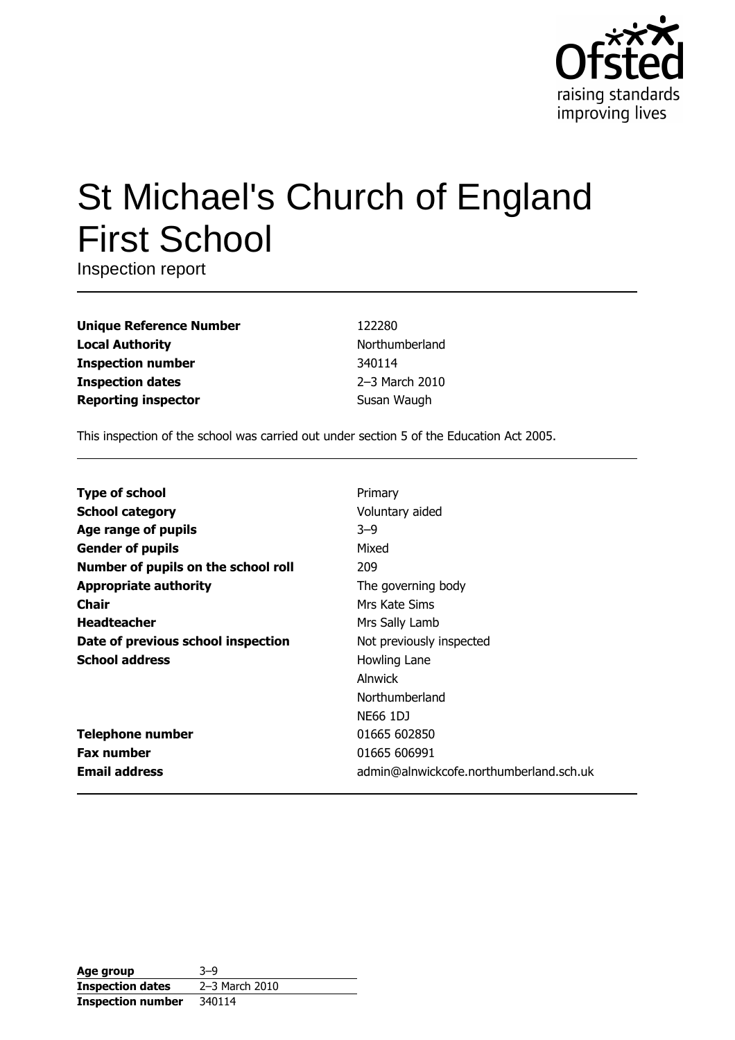Ofsted
raising standards
improving lives

# St Michael's Church of England First School

Inspection report

| | |
|---|---|
| **Unique Reference Number** | 122280 |
| **Local Authority** | Northumberland |
| **Inspection number** | 340114 |
| **Inspection dates** | 2–3 March 2010 |
| **Reporting inspector** | Susan Waugh |

This inspection of the school was carried out under section 5 of the Education Act 2005.

| | |
|---|---|
| **Type of school** | Primary |
| **School category** | Voluntary aided |
| **Age range of pupils** | 3–9 |
| **Gender of pupils** | Mixed |
| **Number of pupils on the school roll** | 209 |
| **Appropriate authority** | The governing body |
| **Chair** | Mrs Kate Sims |
| **Headteacher** | Mrs Sally Lamb |
| **Date of previous school inspection** | Not previously inspected |
| **School address** | Howling Lane<br>Alnwick<br>Northumberland<br>NE66 1DJ |
| **Telephone number** | 01665 602850 |
| **Fax number** | 01665 606991 |
| **Email address** | admin@alnwickcofe.northumberland.sch.uk |

| | |
|---|---|
| **Age group** | 3–9 |
| **Inspection dates** | 2–3 March 2010 |
| **Inspection number** | 340114 |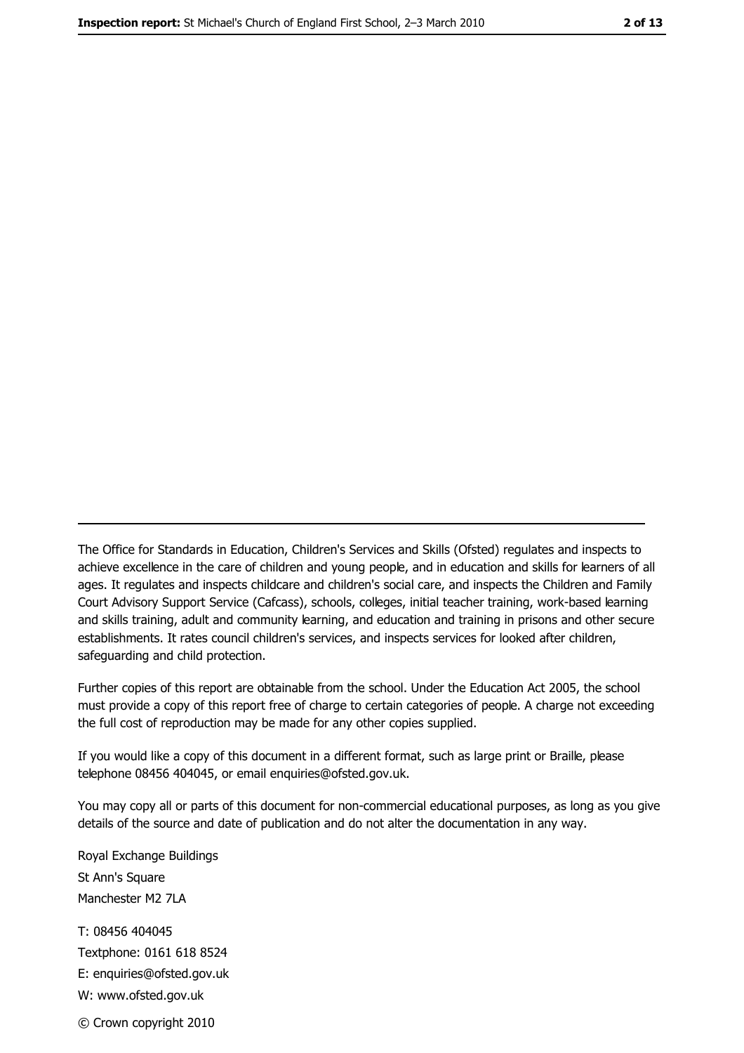The Office for Standards in Education, Children's Services and Skills (Ofsted) regulates and inspects to achieve excellence in the care of children and young people, and in education and skills for learners of all ages. It regulates and inspects childcare and children's social care, and inspects the Children and Family Court Advisory Support Service (Cafcass), schools, colleges, initial teacher training, work-based learning and skills training, adult and community learning, and education and training in prisons and other secure establishments. It rates council children's services, and inspects services for looked after children, safeguarding and child protection.

Further copies of this report are obtainable from the school. Under the Education Act 2005, the school must provide a copy of this report free of charge to certain categories of people. A charge not exceeding the full cost of reproduction may be made for any other copies supplied.

If you would like a copy of this document in a different format, such as large print or Braille, please telephone 08456 404045, or email enquiries@ofsted.gov.uk.

You may copy all or parts of this document for non-commercial educational purposes, as long as you give details of the source and date of publication and do not alter the documentation in any way.

Royal Exchange Buildings
St Ann's Square
Manchester M2 7LA

T: 08456 404045
Textphone: 0161 618 8524
E: enquiries@ofsted.gov.uk
W: www.ofsted.gov.uk

© Crown copyright 2010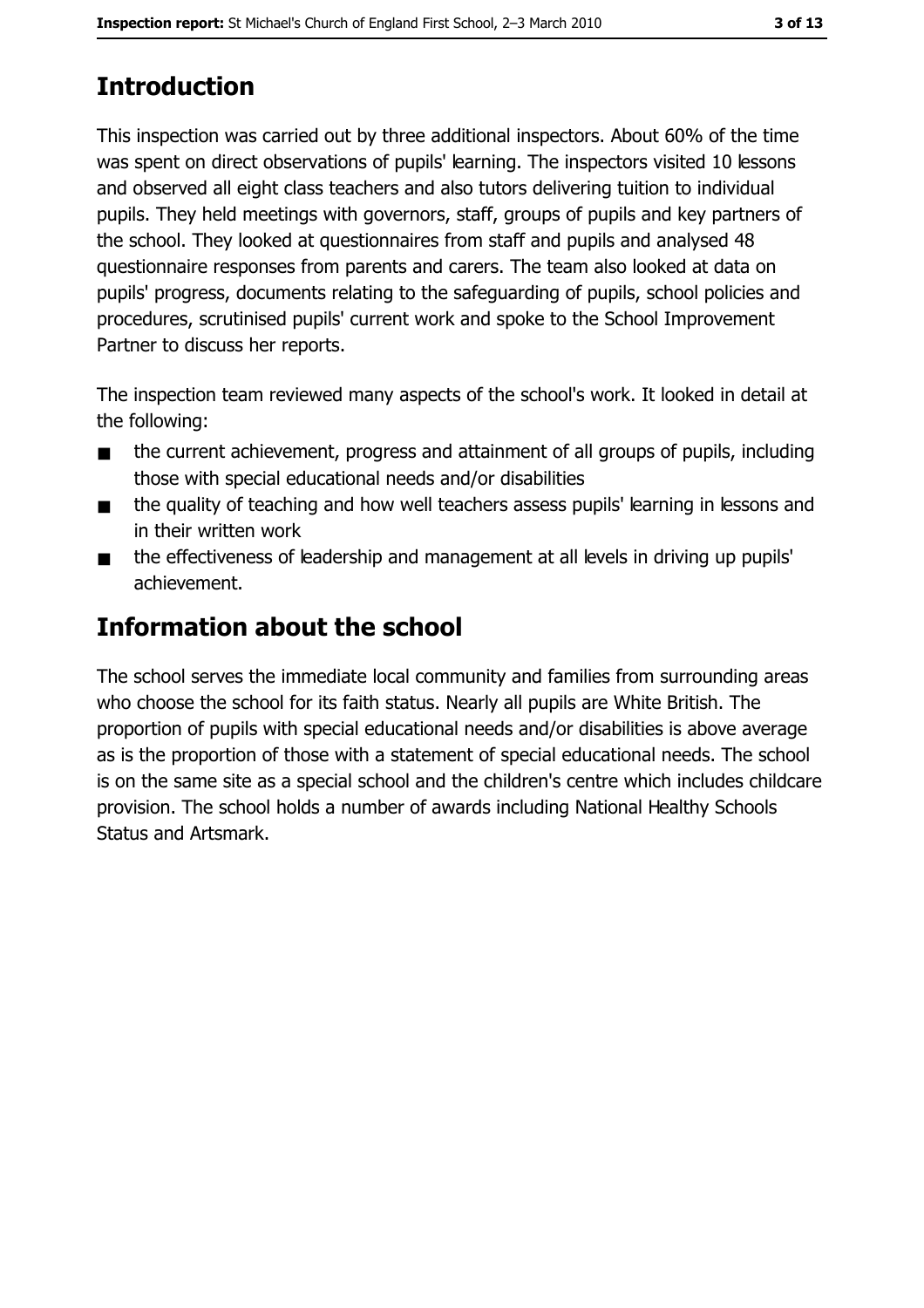## Introduction

This inspection was carried out by three additional inspectors. About 60% of the time was spent on direct observations of pupils' learning. The inspectors visited 10 lessons and observed all eight class teachers and also tutors delivering tuition to individual pupils. They held meetings with governors, staff, groups of pupils and key partners of the school. They looked at questionnaires from staff and pupils and analysed 48 questionnaire responses from parents and carers. The team also looked at data on pupils' progress, documents relating to the safeguarding of pupils, school policies and procedures, scrutinised pupils' current work and spoke to the School Improvement Partner to discuss her reports.

The inspection team reviewed many aspects of the school's work. It looked in detail at the following:

- the current achievement, progress and attainment of all groups of pupils, including those with special educational needs and/or disabilities
- the quality of teaching and how well teachers assess pupils' learning in lessons and in their written work
- the effectiveness of leadership and management at all levels in driving up pupils' achievement.

## Information about the school

The school serves the immediate local community and families from surrounding areas who choose the school for its faith status. Nearly all pupils are White British. The proportion of pupils with special educational needs and/or disabilities is above average as is the proportion of those with a statement of special educational needs. The school is on the same site as a special school and the children's centre which includes childcare provision. The school holds a number of awards including National Healthy Schools Status and Artsmark.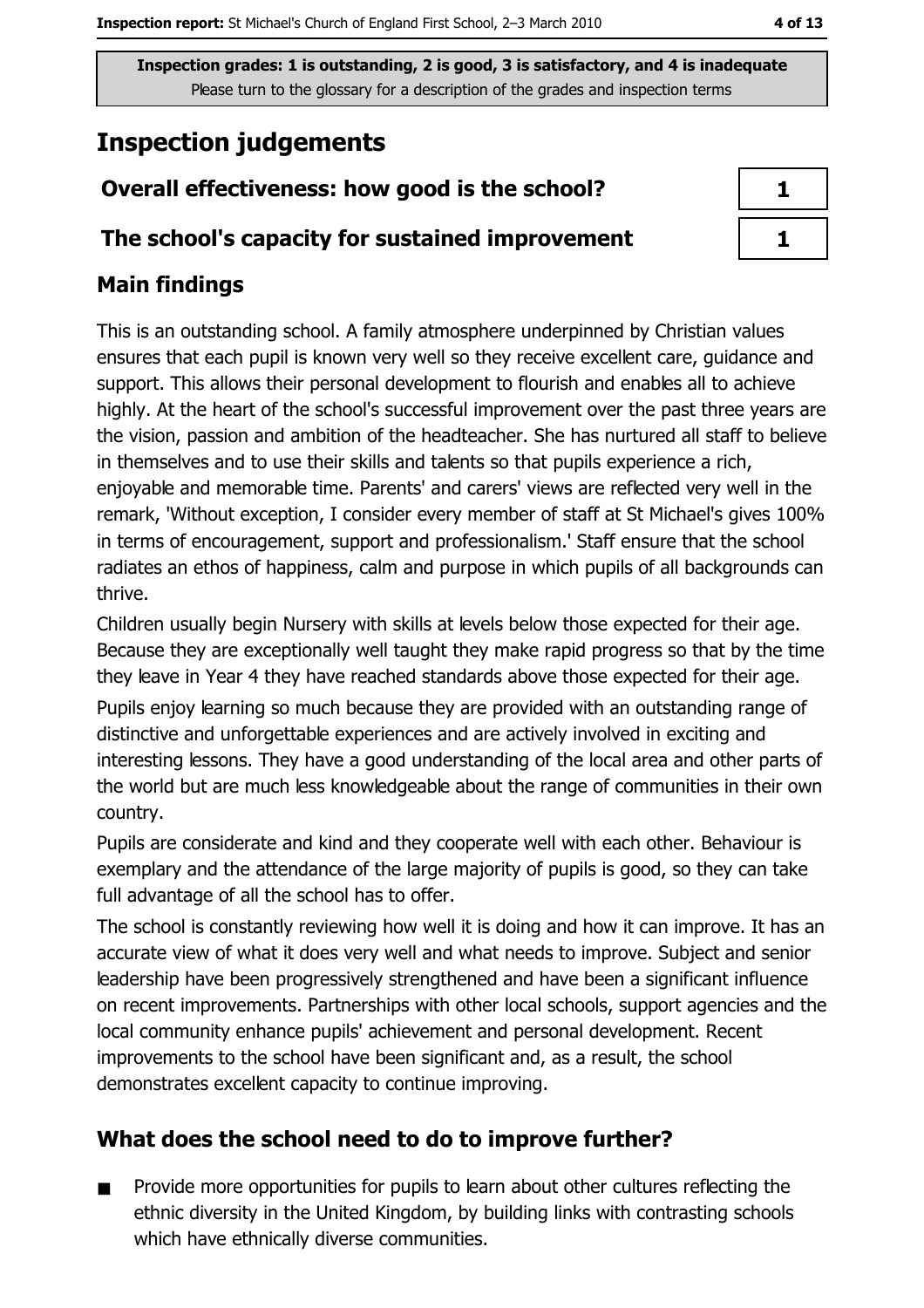Inspection grades: 1 is outstanding, 2 is good, 3 is satisfactory, and 4 is inadequate
Please turn to the glossary for a description of the grades and inspection terms

# Inspection judgements

| | |
|---|---|
| **Overall effectiveness: how good is the school?** | 1 |
| **The school's capacity for sustained improvement** | 1 |

## Main findings

This is an outstanding school. A family atmosphere underpinned by Christian values ensures that each pupil is known very well so they receive excellent care, guidance and support. This allows their personal development to flourish and enables all to achieve highly. At the heart of the school's successful improvement over the past three years are the vision, passion and ambition of the headteacher. She has nurtured all staff to believe in themselves and to use their skills and talents so that pupils experience a rich, enjoyable and memorable time. Parents' and carers' views are reflected very well in the remark, 'Without exception, I consider every member of staff at St Michael's gives 100% in terms of encouragement, support and professionalism.' Staff ensure that the school radiates an ethos of happiness, calm and purpose in which pupils of all backgrounds can thrive.

Children usually begin Nursery with skills at levels below those expected for their age. Because they are exceptionally well taught they make rapid progress so that by the time they leave in Year 4 they have reached standards above those expected for their age.

Pupils enjoy learning so much because they are provided with an outstanding range of distinctive and unforgettable experiences and are actively involved in exciting and interesting lessons. They have a good understanding of the local area and other parts of the world but are much less knowledgeable about the range of communities in their own country.

Pupils are considerate and kind and they cooperate well with each other. Behaviour is exemplary and the attendance of the large majority of pupils is good, so they can take full advantage of all the school has to offer.

The school is constantly reviewing how well it is doing and how it can improve. It has an accurate view of what it does very well and what needs to improve. Subject and senior leadership have been progressively strengthened and have been a significant influence on recent improvements. Partnerships with other local schools, support agencies and the local community enhance pupils' achievement and personal development. Recent improvements to the school have been significant and, as a result, the school demonstrates excellent capacity to continue improving.

## What does the school need to do to improve further?

- Provide more opportunities for pupils to learn about other cultures reflecting the ethnic diversity in the United Kingdom, by building links with contrasting schools which have ethnically diverse communities.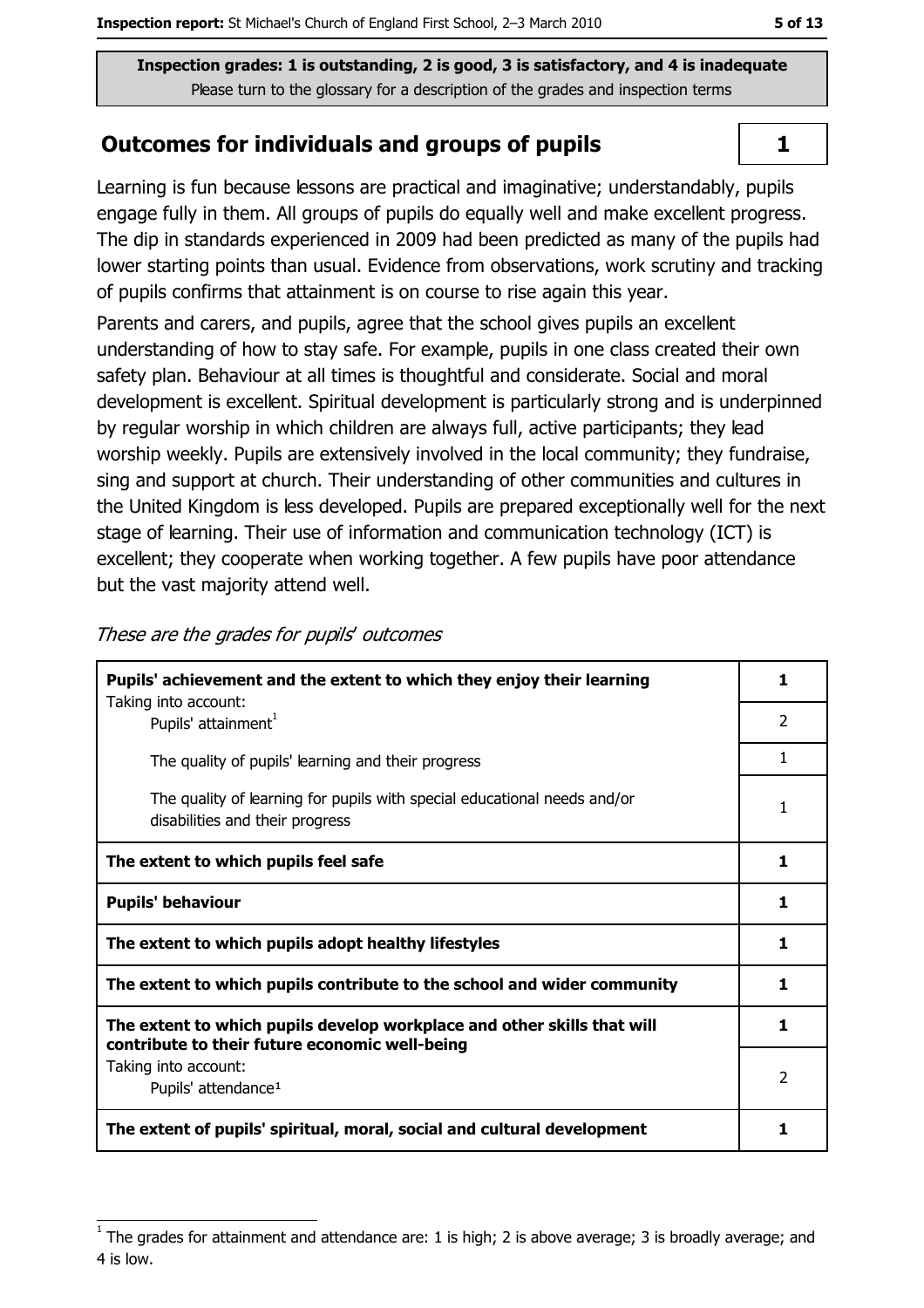**Inspection grades: 1 is outstanding, 2 is good, 3 is satisfactory, and 4 is inadequate**
Please turn to the glossary for a description of the grades and inspection terms

## Outcomes for individuals and groups of pupils

**1**

Learning is fun because lessons are practical and imaginative; understandably, pupils engage fully in them. All groups of pupils do equally well and make excellent progress. The dip in standards experienced in 2009 had been predicted as many of the pupils had lower starting points than usual. Evidence from observations, work scrutiny and tracking of pupils confirms that attainment is on course to rise again this year.

Parents and carers, and pupils, agree that the school gives pupils an excellent understanding of how to stay safe. For example, pupils in one class created their own safety plan. Behaviour at all times is thoughtful and considerate. Social and moral development is excellent. Spiritual development is particularly strong and is underpinned by regular worship in which children are always full, active participants; they lead worship weekly. Pupils are extensively involved in the local community; they fundraise, sing and support at church. Their understanding of other communities and cultures in the United Kingdom is less developed. Pupils are prepared exceptionally well for the next stage of learning. Their use of information and communication technology (ICT) is excellent; they cooperate when working together. A few pupils have poor attendance but the vast majority attend well.

*These are the grades for pupils' outcomes*

| | |
|---|---|
| **Pupils' achievement and the extent to which they enjoy their learning** | **1** |
| Taking into account: Pupils' attainment[1] | 2 |
| The quality of pupils' learning and their progress | 1 |
| The quality of learning for pupils with special educational needs and/or disabilities and their progress | 1 |
| **The extent to which pupils feel safe** | **1** |
| **Pupils' behaviour** | **1** |
| **The extent to which pupils adopt healthy lifestyles** | **1** |
| **The extent to which pupils contribute to the school and wider community** | **1** |
| **The extent to which pupils develop workplace and other skills that will contribute to their future economic well-being** | **1** |
| Taking into account: Pupils' attendance[1] | 2 |
| **The extent of pupils' spiritual, moral, social and cultural development** | **1** |

[1] The grades for attainment and attendance are: 1 is high; 2 is above average; 3 is broadly average; and 4 is low.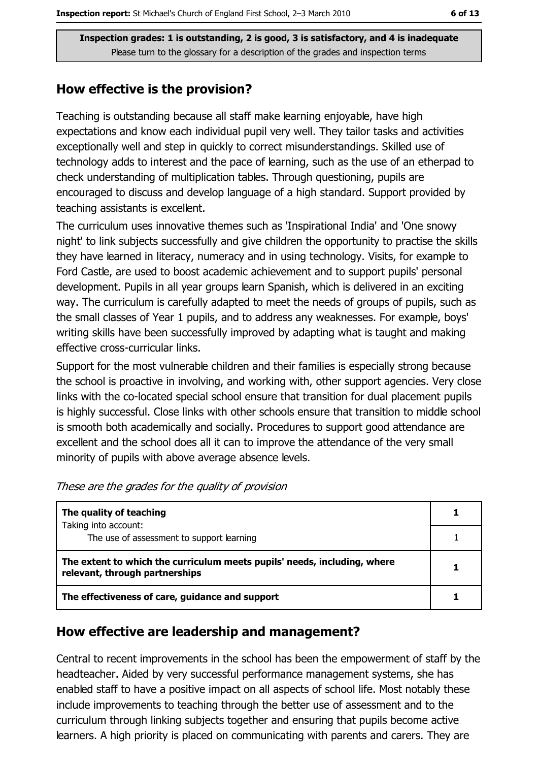**Inspection grades: 1 is outstanding, 2 is good, 3 is satisfactory, and 4 is inadequate**
Please turn to the glossary for a description of the grades and inspection terms

## How effective is the provision?

Teaching is outstanding because all staff make learning enjoyable, have high expectations and know each individual pupil very well. They tailor tasks and activities exceptionally well and step in quickly to correct misunderstandings. Skilled use of technology adds to interest and the pace of learning, such as the use of an etherpad to check understanding of multiplication tables. Through questioning, pupils are encouraged to discuss and develop language of a high standard. Support provided by teaching assistants is excellent.

The curriculum uses innovative themes such as 'Inspirational India' and 'One snowy night' to link subjects successfully and give children the opportunity to practise the skills they have learned in literacy, numeracy and in using technology. Visits, for example to Ford Castle, are used to boost academic achievement and to support pupils' personal development. Pupils in all year groups learn Spanish, which is delivered in an exciting way. The curriculum is carefully adapted to meet the needs of groups of pupils, such as the small classes of Year 1 pupils, and to address any weaknesses. For example, boys' writing skills have been successfully improved by adapting what is taught and making effective cross-curricular links.

Support for the most vulnerable children and their families is especially strong because the school is proactive in involving, and working with, other support agencies. Very close links with the co-located special school ensure that transition for dual placement pupils is highly successful. Close links with other schools ensure that transition to middle school is smooth both academically and socially. Procedures to support good attendance are excellent and the school does all it can to improve the attendance of the very small minority of pupils with above average absence levels.

*These are the grades for the quality of provision*

| | |
|---|---|
| **The quality of teaching**<br>Taking into account: | **1** |
| The use of assessment to support learning | 1 |
| **The extent to which the curriculum meets pupils' needs, including, where relevant, through partnerships** | **1** |
| **The effectiveness of care, guidance and support** | **1** |

## How effective are leadership and management?

Central to recent improvements in the school has been the empowerment of staff by the headteacher. Aided by very successful performance management systems, she has enabled staff to have a positive impact on all aspects of school life. Most notably these include improvements to teaching through the better use of assessment and to the curriculum through linking subjects together and ensuring that pupils become active learners. A high priority is placed on communicating with parents and carers. They are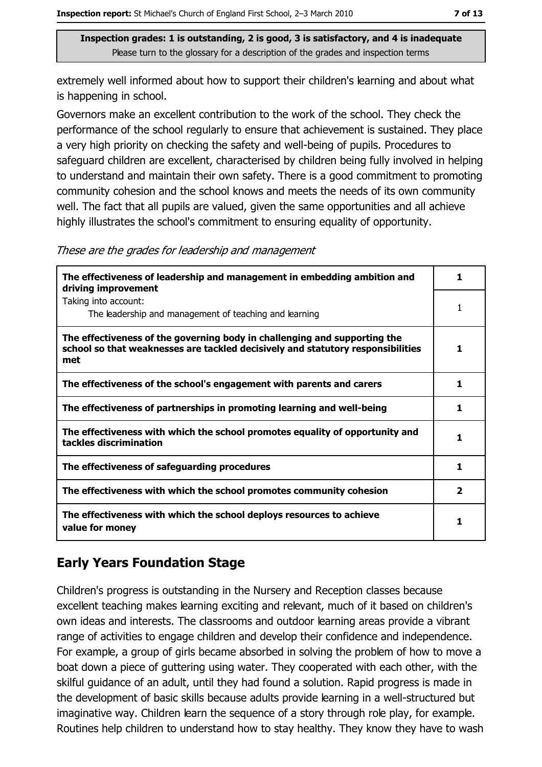extremely well informed about how to support their children's learning and about what is happening in school.

Governors make an excellent contribution to the work of the school. They check the performance of the school regularly to ensure that achievement is sustained. They place a very high priority on checking the safety and well-being of pupils. Procedures to safeguard children are excellent, characterised by children being fully involved in helping to understand and maintain their own safety. There is a good commitment to promoting community cohesion and the school knows and meets the needs of its own community well. The fact that all pupils are valued, given the same opportunities and all achieve highly illustrates the school's commitment to ensuring equality of opportunity.

*These are the grades for leadership and management*

| | |
|---|---|
| **The effectiveness of leadership and management in embedding ambition and driving improvement** | **1** |
| Taking into account: The leadership and management of teaching and learning | 1 |
| **The effectiveness of the governing body in challenging and supporting the school so that weaknesses are tackled decisively and statutory responsibilities met** | **1** |
| **The effectiveness of the school's engagement with parents and carers** | **1** |
| **The effectiveness of partnerships in promoting learning and well-being** | **1** |
| **The effectiveness with which the school promotes equality of opportunity and tackles discrimination** | **1** |
| **The effectiveness of safeguarding procedures** | **1** |
| **The effectiveness with which the school promotes community cohesion** | **2** |
| **The effectiveness with which the school deploys resources to achieve value for money** | **1** |

## Early Years Foundation Stage

Children's progress is outstanding in the Nursery and Reception classes because excellent teaching makes learning exciting and relevant, much of it based on children's own ideas and interests. The classrooms and outdoor learning areas provide a vibrant range of activities to engage children and develop their confidence and independence. For example, a group of girls became absorbed in solving the problem of how to move a boat down a piece of guttering using water. They cooperated with each other, with the skilful guidance of an adult, until they had found a solution. Rapid progress is made in the development of basic skills because adults provide learning in a well-structured but imaginative way. Children learn the sequence of a story through role play, for example. Routines help children to understand how to stay healthy. They know they have to wash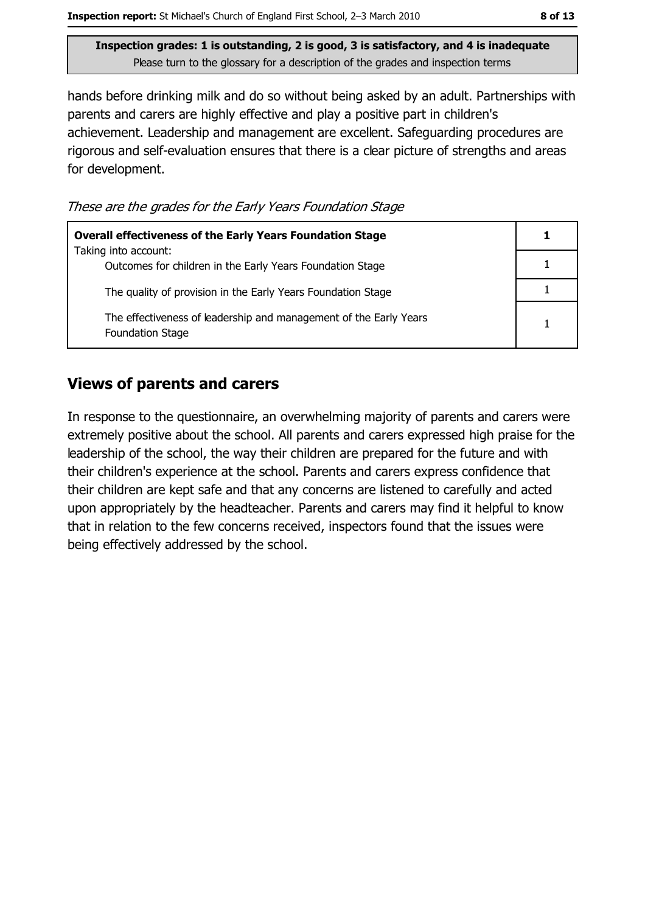**Inspection grades: 1 is outstanding, 2 is good, 3 is satisfactory, and 4 is inadequate**
Please turn to the glossary for a description of the grades and inspection terms

hands before drinking milk and do so without being asked by an adult. Partnerships with parents and carers are highly effective and play a positive part in children's achievement. Leadership and management are excellent. Safeguarding procedures are rigorous and self-evaluation ensures that there is a clear picture of strengths and areas for development.

*These are the grades for the Early Years Foundation Stage*

| **Overall effectiveness of the Early Years Foundation Stage** | **1** |
|---|---|
| Taking into account: Outcomes for children in the Early Years Foundation Stage | 1 |
| The quality of provision in the Early Years Foundation Stage | 1 |
| The effectiveness of leadership and management of the Early Years Foundation Stage | 1 |

## Views of parents and carers

In response to the questionnaire, an overwhelming majority of parents and carers were extremely positive about the school. All parents and carers expressed high praise for the leadership of the school, the way their children are prepared for the future and with their children's experience at the school. Parents and carers express confidence that their children are kept safe and that any concerns are listened to carefully and acted upon appropriately by the headteacher. Parents and carers may find it helpful to know that in relation to the few concerns received, inspectors found that the issues were being effectively addressed by the school.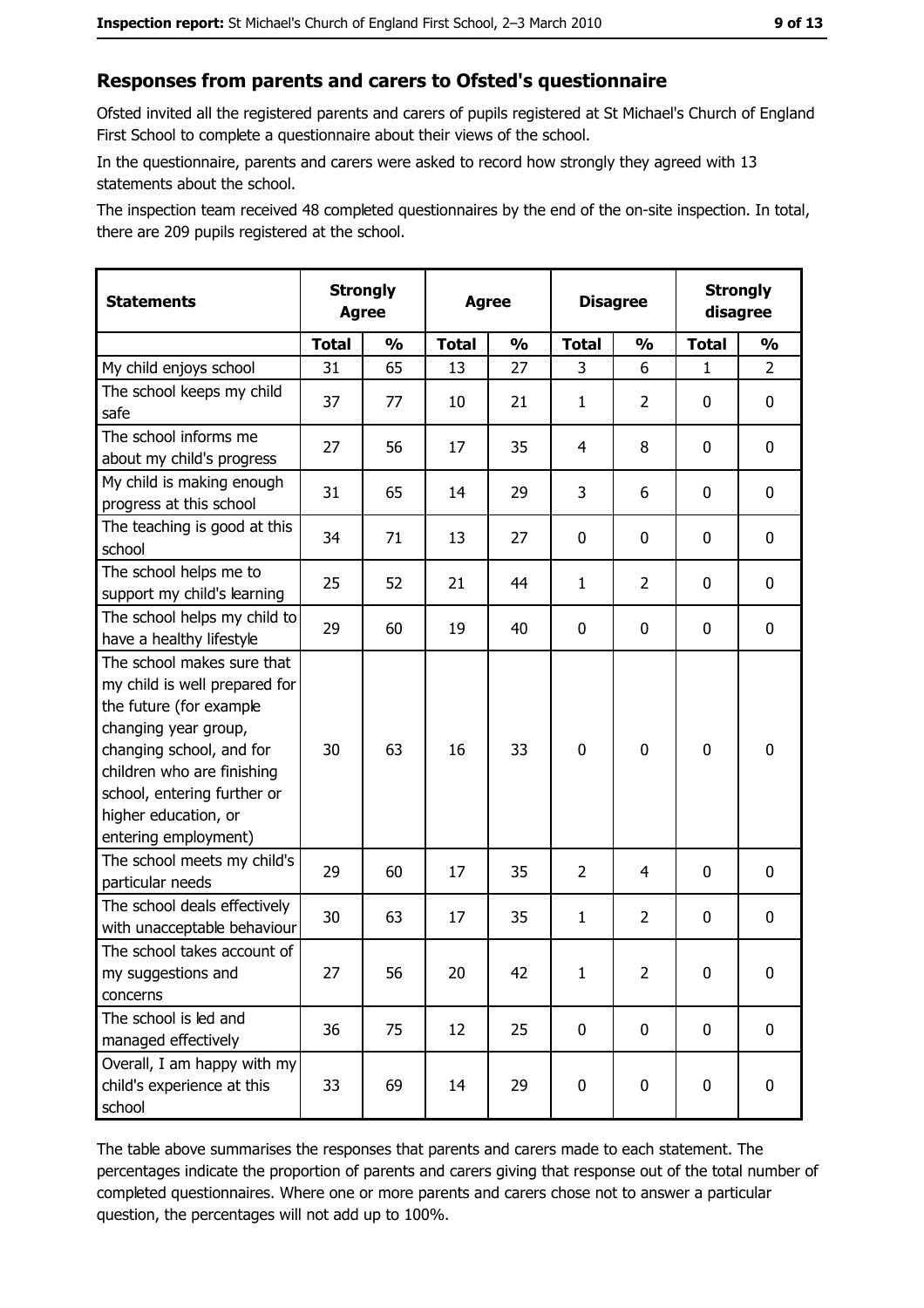## Responses from parents and carers to Ofsted's questionnaire

Ofsted invited all the registered parents and carers of pupils registered at St Michael's Church of England First School to complete a questionnaire about their views of the school.

In the questionnaire, parents and carers were asked to record how strongly they agreed with 13 statements about the school.

The inspection team received 48 completed questionnaires by the end of the on-site inspection. In total, there are 209 pupils registered at the school.

| Statements | Strongly Agree | | Agree | | Disagree | | Strongly disagree | |
|---|---|---|---|---|---|---|---|---|
| | Total | % | Total | % | Total | % | Total | % |
| My child enjoys school | 31 | 65 | 13 | 27 | 3 | 6 | 1 | 2 |
| The school keeps my child safe | 37 | 77 | 10 | 21 | 1 | 2 | 0 | 0 |
| The school informs me about my child's progress | 27 | 56 | 17 | 35 | 4 | 8 | 0 | 0 |
| My child is making enough progress at this school | 31 | 65 | 14 | 29 | 3 | 6 | 0 | 0 |
| The teaching is good at this school | 34 | 71 | 13 | 27 | 0 | 0 | 0 | 0 |
| The school helps me to support my child's learning | 25 | 52 | 21 | 44 | 1 | 2 | 0 | 0 |
| The school helps my child to have a healthy lifestyle | 29 | 60 | 19 | 40 | 0 | 0 | 0 | 0 |
| The school makes sure that my child is well prepared for the future (for example changing year group, changing school, and for children who are finishing school, entering further or higher education, or entering employment) | 30 | 63 | 16 | 33 | 0 | 0 | 0 | 0 |
| The school meets my child's particular needs | 29 | 60 | 17 | 35 | 2 | 4 | 0 | 0 |
| The school deals effectively with unacceptable behaviour | 30 | 63 | 17 | 35 | 1 | 2 | 0 | 0 |
| The school takes account of my suggestions and concerns | 27 | 56 | 20 | 42 | 1 | 2 | 0 | 0 |
| The school is led and managed effectively | 36 | 75 | 12 | 25 | 0 | 0 | 0 | 0 |
| Overall, I am happy with my child's experience at this school | 33 | 69 | 14 | 29 | 0 | 0 | 0 | 0 |

The table above summarises the responses that parents and carers made to each statement. The percentages indicate the proportion of parents and carers giving that response out of the total number of completed questionnaires. Where one or more parents and carers chose not to answer a particular question, the percentages will not add up to 100%.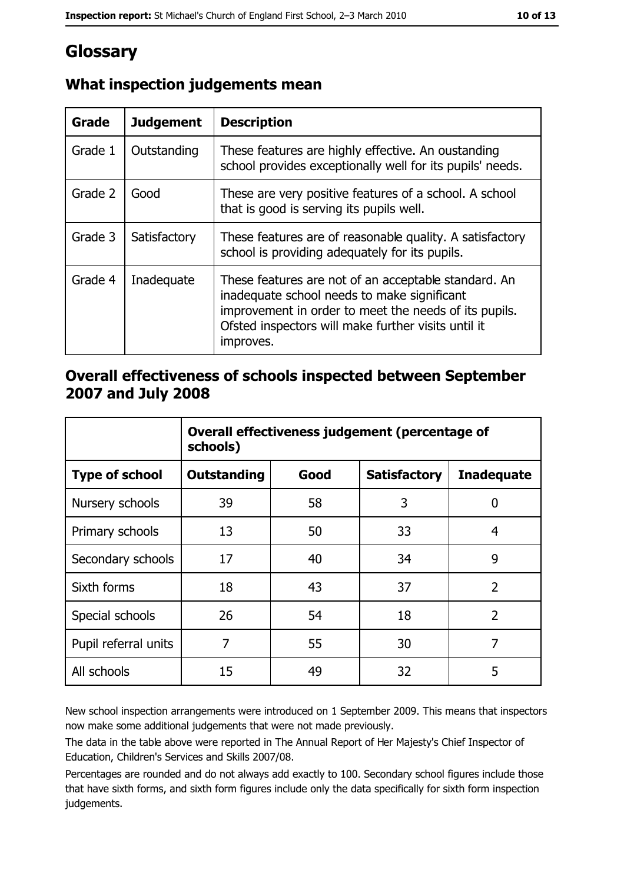# Glossary

## What inspection judgements mean

| Grade | Judgement | Description |
|---|---|---|
| Grade 1 | Outstanding | These features are highly effective. An oustanding school provides exceptionally well for its pupils' needs. |
| Grade 2 | Good | These are very positive features of a school. A school that is good is serving its pupils well. |
| Grade 3 | Satisfactory | These features are of reasonable quality. A satisfactory school is providing adequately for its pupils. |
| Grade 4 | Inadequate | These features are not of an acceptable standard. An inadequate school needs to make significant improvement in order to meet the needs of its pupils. Ofsted inspectors will make further visits until it improves. |

## Overall effectiveness of schools inspected between September 2007 and July 2008

| | Overall effectiveness judgement (percentage of schools) | | | |
|---|---|---|---|---|
| **Type of school** | **Outstanding** | **Good** | **Satisfactory** | **Inadequate** |
| Nursery schools | 39 | 58 | 3 | 0 |
| Primary schools | 13 | 50 | 33 | 4 |
| Secondary schools | 17 | 40 | 34 | 9 |
| Sixth forms | 18 | 43 | 37 | 2 |
| Special schools | 26 | 54 | 18 | 2 |
| Pupil referral units | 7 | 55 | 30 | 7 |
| All schools | 15 | 49 | 32 | 5 |

New school inspection arrangements were introduced on 1 September 2009. This means that inspectors now make some additional judgements that were not made previously.

The data in the table above were reported in The Annual Report of Her Majesty's Chief Inspector of Education, Children's Services and Skills 2007/08.

Percentages are rounded and do not always add exactly to 100. Secondary school figures include those that have sixth forms, and sixth form figures include only the data specifically for sixth form inspection judgements.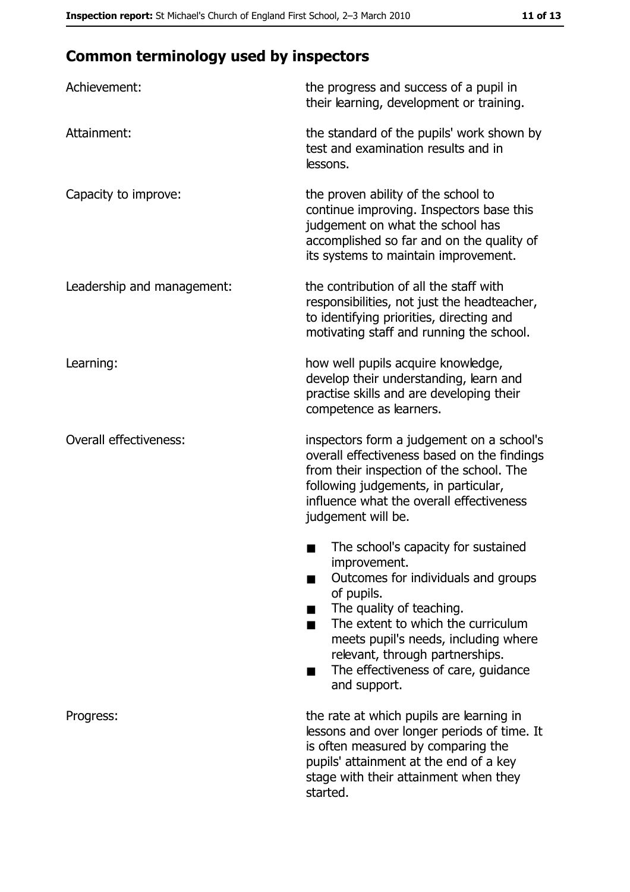## Common terminology used by inspectors

| | |
|---|---|
| Achievement: | the progress and success of a pupil in their learning, development or training. |
| Attainment: | the standard of the pupils' work shown by test and examination results and in lessons. |
| Capacity to improve: | the proven ability of the school to continue improving. Inspectors base this judgement on what the school has accomplished so far and on the quality of its systems to maintain improvement. |
| Leadership and management: | the contribution of all the staff with responsibilities, not just the headteacher, to identifying priorities, directing and motivating staff and running the school. |
| Learning: | how well pupils acquire knowledge, develop their understanding, learn and practise skills and are developing their competence as learners. |
| Overall effectiveness: | inspectors form a judgement on a school's overall effectiveness based on the findings from their inspection of the school. The following judgements, in particular, influence what the overall effectiveness judgement will be.<br>■ The school's capacity for sustained improvement.<br>■ Outcomes for individuals and groups of pupils.<br>■ The quality of teaching.<br>■ The extent to which the curriculum meets pupil's needs, including where relevant, through partnerships.<br>■ The effectiveness of care, guidance and support. |
| Progress: | the rate at which pupils are learning in lessons and over longer periods of time. It is often measured by comparing the pupils' attainment at the end of a key stage with their attainment when they started. |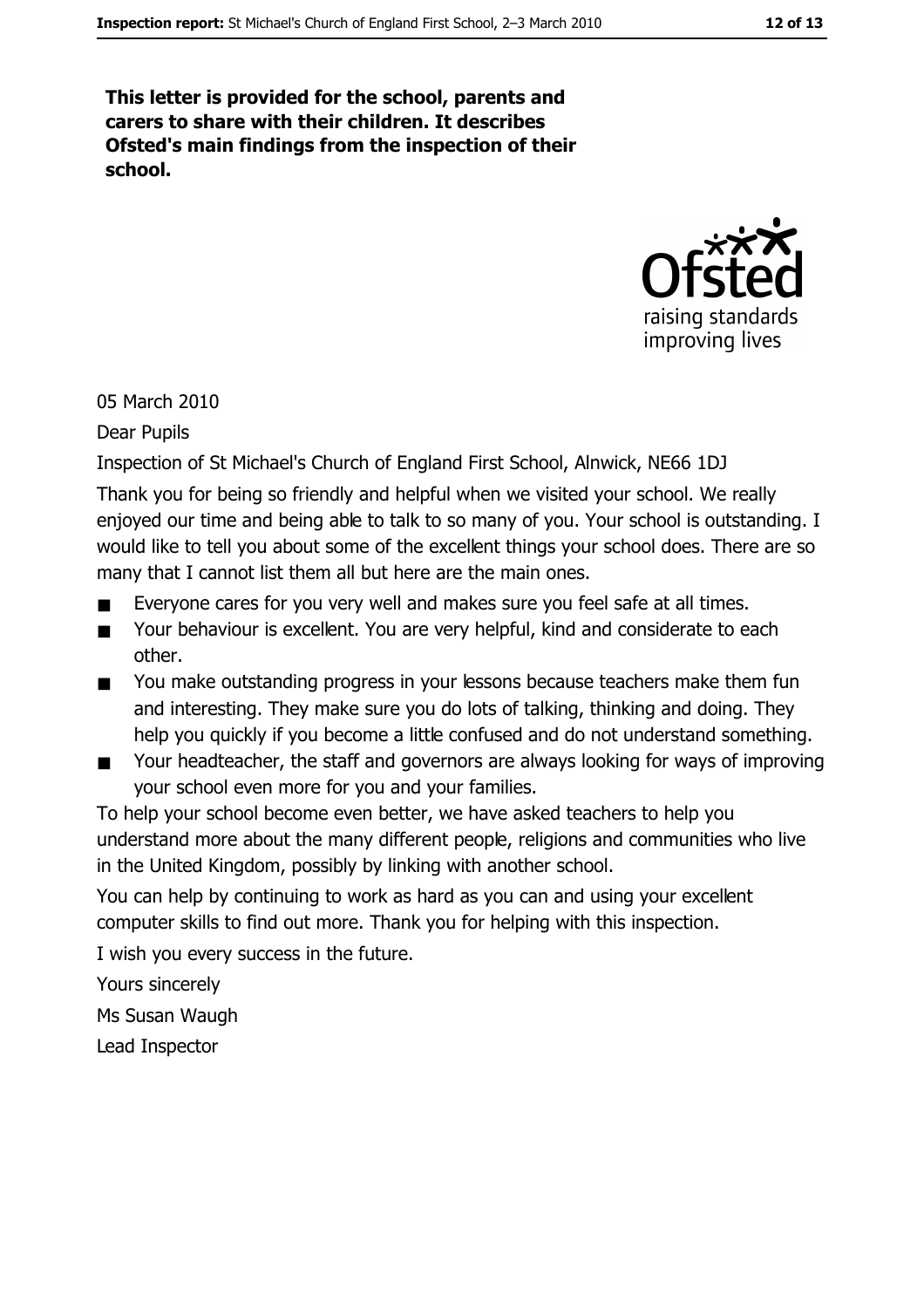**This letter is provided for the school, parents and carers to share with their children. It describes Ofsted's main findings from the inspection of their school.**

05 March 2010

Dear Pupils

Inspection of St Michael's Church of England First School, Alnwick, NE66 1DJ

Thank you for being so friendly and helpful when we visited your school. We really enjoyed our time and being able to talk to so many of you. Your school is outstanding. I would like to tell you about some of the excellent things your school does. There are so many that I cannot list them all but here are the main ones.

- Everyone cares for you very well and makes sure you feel safe at all times.
- Your behaviour is excellent. You are very helpful, kind and considerate to each other.
- You make outstanding progress in your lessons because teachers make them fun and interesting. They make sure you do lots of talking, thinking and doing. They help you quickly if you become a little confused and do not understand something.
- Your headteacher, the staff and governors are always looking for ways of improving your school even more for you and your families.

To help your school become even better, we have asked teachers to help you understand more about the many different people, religions and communities who live in the United Kingdom, possibly by linking with another school.

You can help by continuing to work as hard as you can and using your excellent computer skills to find out more. Thank you for helping with this inspection.

I wish you every success in the future.

Yours sincerely

Ms Susan Waugh

Lead Inspector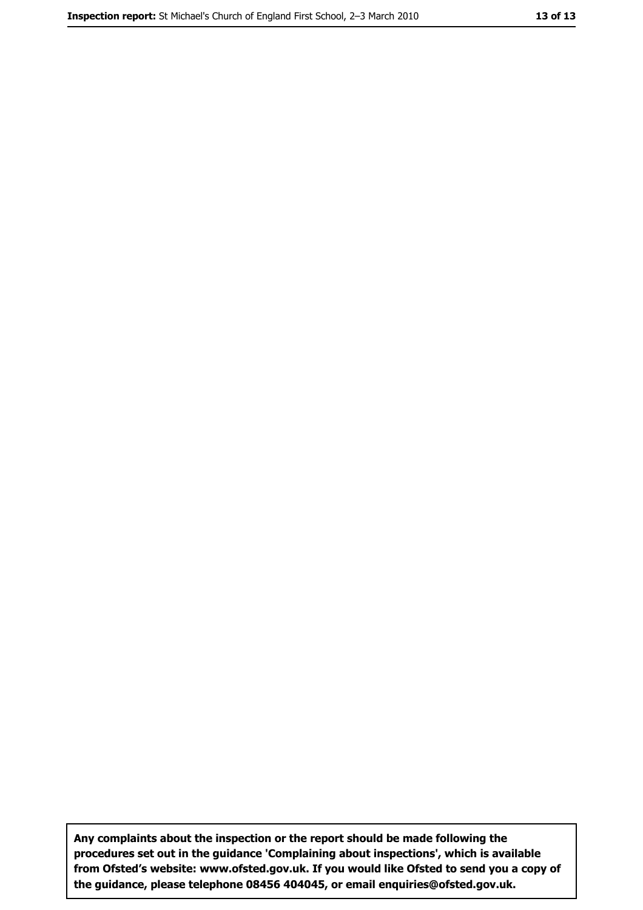**Any complaints about the inspection or the report should be made following the procedures set out in the guidance 'Complaining about inspections', which is available from Ofsted's website: www.ofsted.gov.uk. If you would like Ofsted to send you a copy of the guidance, please telephone 08456 404045, or email enquiries@ofsted.gov.uk.**